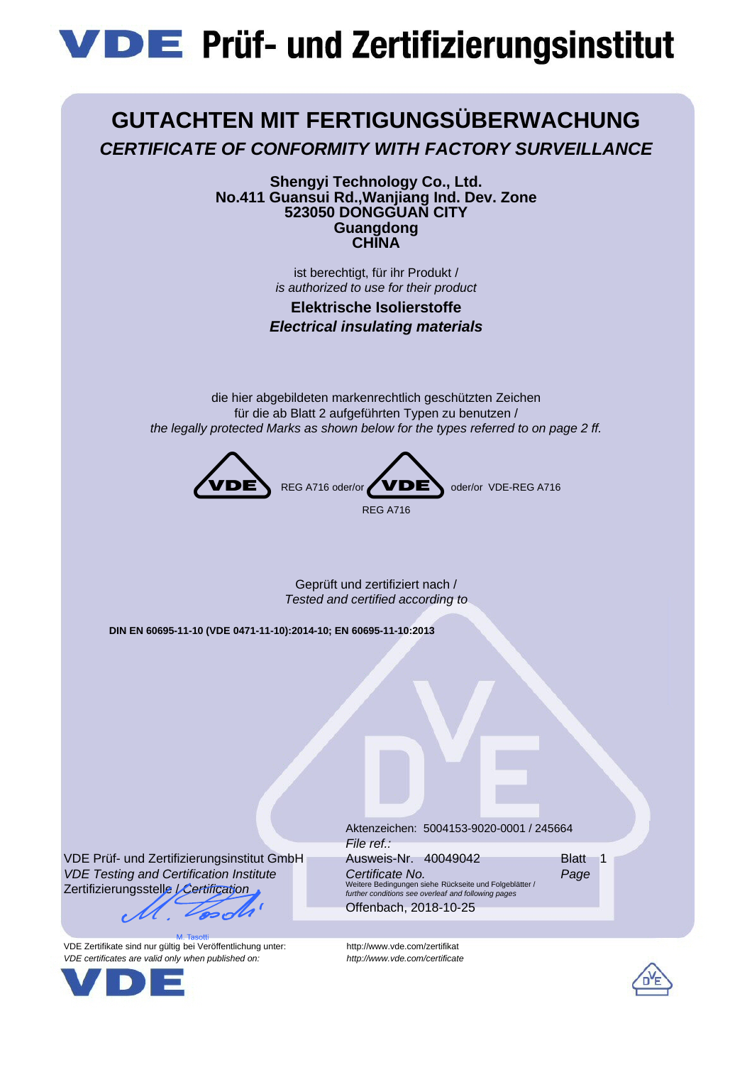# VDE Prüf- und Zertifizierungsinstitut

## GUTACHTEN MIT FERTIGUNGSÜBERWACHUNG

### *CERTIFICATE OF CONFORMITY WITH FACTORY SURVEILLANCE*

**Shengyi Technology Co., Ltd.**
**No.411 Guansui Rd.,Wanjiang Ind. Dev. Zone**
**523050 DONGGUAN CITY**
**Guangdong**
**CHINA**

ist berechtigt, für ihr Produkt /
*is authorized to use for their product*

**Elektrische Isolierstoffe**
***Electrical insulating materials***

die hier abgebildeten markenrechtlich geschützten Zeichen
für die ab Blatt 2 aufgeführten Typen zu benutzen /
*the legally protected Marks as shown below for the types referred to on page 2 ff.*

VDE REG A716 oder/or VDE REG A716 oder/or VDE-REG A716

Geprüft und zertifiziert nach /
*Tested and certified according to*

**DIN EN 60695-11-10 (VDE 0471-11-10):2014-10; EN 60695-11-10:2013**

VDE Prüf- und Zertifizierungsinstitut GmbH
*VDE Testing and Certification Institute*
Zertifizierungsstelle / *Certification*

M. Tasotti

Aktenzeichen: 5004153-9020-0001 / 245664
*File ref.:*

Ausweis-Nr. 40049042
*Certificate No.*

Blatt 1
*Page*

Weitere Bedingungen siehe Rückseite und Folgeblätter /
*further conditions see overleaf and following pages*

Offenbach, 2018-10-25

VDE Zertifikate sind nur gültig bei Veröffentlichung unter: http://www.vde.com/zertifikat
*VDE certificates are valid only when published on: http://www.vde.com/certificate*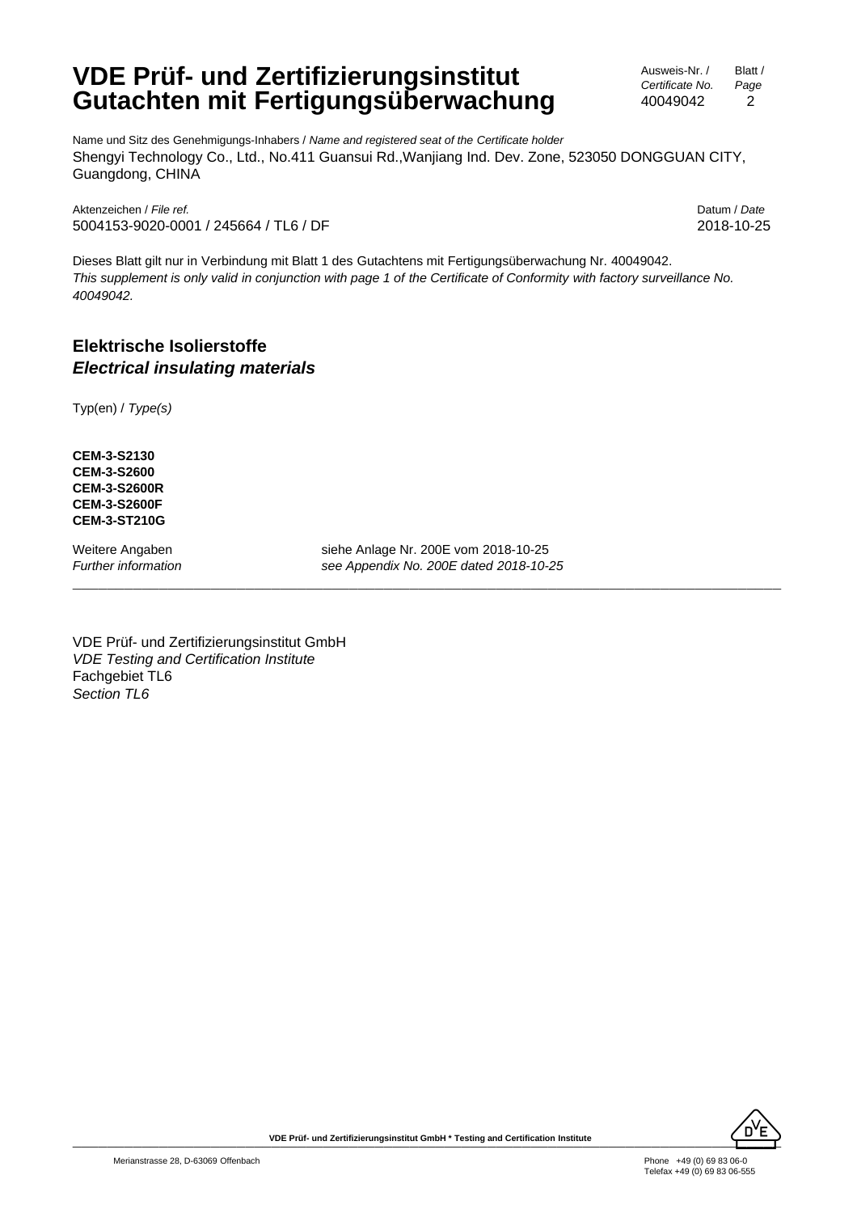# VDE Prüf- und Zertifizierungsinstitut
# Gutachten mit Fertigungsüberwachung

Ausweis-Nr. / *Certificate No.* 40049042 — Blatt / *Page* 2

Name und Sitz des Genehmigungs-Inhabers / *Name and registered seat of the Certificate holder*
Shengyi Technology Co., Ltd., No.411 Guansui Rd.,Wanjiang Ind. Dev. Zone, 523050 DONGGUAN CITY, Guangdong, CHINA

Aktenzeichen / *File ref.*
5004153-9020-0001 / 245664 / TL6 / DF

Datum / *Date*
2018-10-25

Dieses Blatt gilt nur in Verbindung mit Blatt 1 des Gutachtens mit Fertigungsüberwachung Nr. 40049042.
*This supplement is only valid in conjunction with page 1 of the Certificate of Conformity with factory surveillance No. 40049042.*

## Elektrische Isolierstoffe
## *Electrical insulating materials*

Typ(en) / *Type(s)*

**CEM-3-S2130**
**CEM-3-S2600**
**CEM-3-S2600R**
**CEM-3-S2600F**
**CEM-3-ST210G**

| | |
|---|---|
| Weitere Angaben | siehe Anlage Nr. 200E vom 2018-10-25 |
| *Further information* | *see Appendix No. 200E dated 2018-10-25* |

---

VDE Prüf- und Zertifizierungsinstitut GmbH
*VDE Testing and Certification Institute*
Fachgebiet TL6
*Section TL6*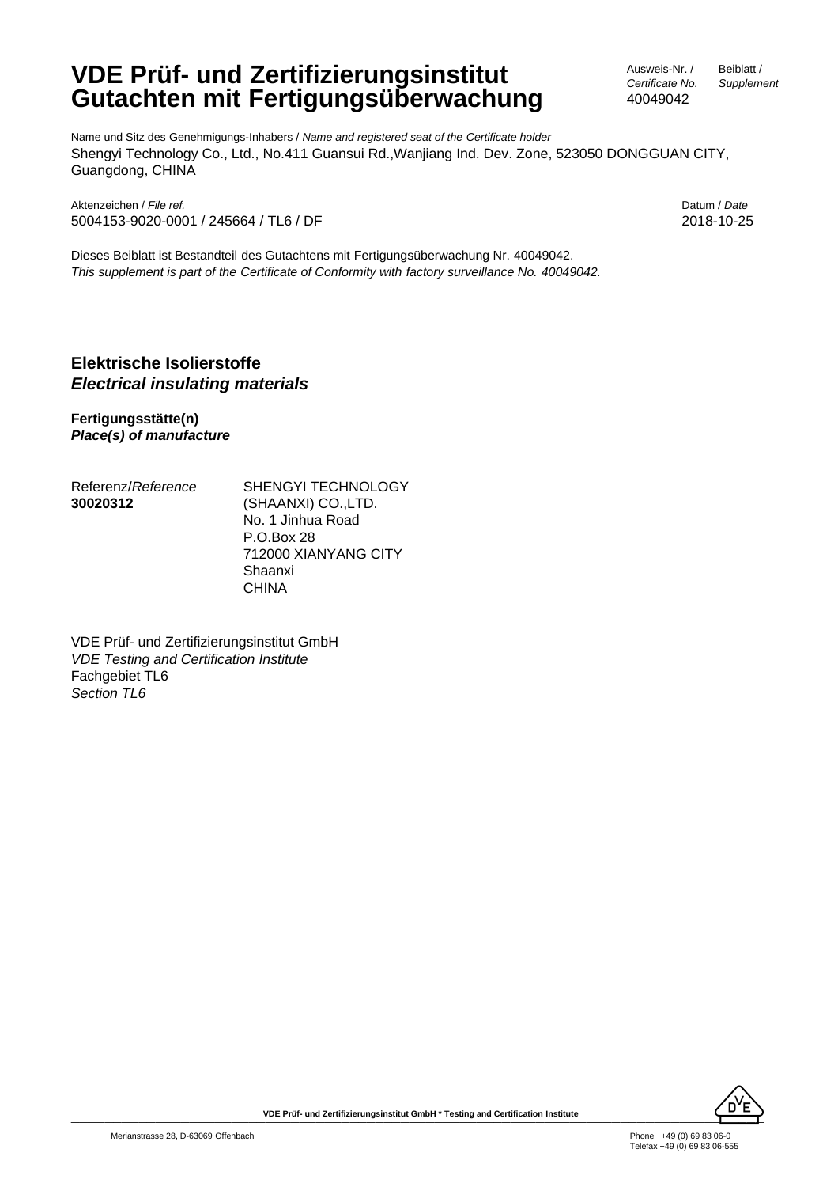# VDE Prüf- und Zertifizierungsinstitut Gutachten mit Fertigungsüberwachung

| Ausweis-Nr. / *Certificate No.* | Beiblatt / *Supplement* |
| --- | --- |
| 40049042 | |

Name und Sitz des Genehmigungs-Inhabers / *Name and registered seat of the Certificate holder*
Shengyi Technology Co., Ltd., No.411 Guansui Rd.,Wanjiang Ind. Dev. Zone, 523050 DONGGUAN CITY, Guangdong, CHINA

Aktenzeichen / *File ref.*
5004153-9020-0001 / 245664 / TL6 / DF

Datum / *Date*
2018-10-25

Dieses Beiblatt ist Bestandteil des Gutachtens mit Fertigungsüberwachung Nr. 40049042.
*This supplement is part of the Certificate of Conformity with factory surveillance No. 40049042.*

## Elektrische Isolierstoffe
## *Electrical insulating materials*

**Fertigungsstätte(n)**
***Place(s) of manufacture***

| Referenz/*Reference* | |
| --- | --- |
| **30020312** | SHENGYI TECHNOLOGY (SHAANXI) CO.,LTD.<br>No. 1 Jinhua Road<br>P.O.Box 28<br>712000 XIANYANG CITY<br>Shaanxi<br>CHINA |

VDE Prüf- und Zertifizierungsinstitut GmbH
*VDE Testing and Certification Institute*
Fachgebiet TL6
*Section TL6*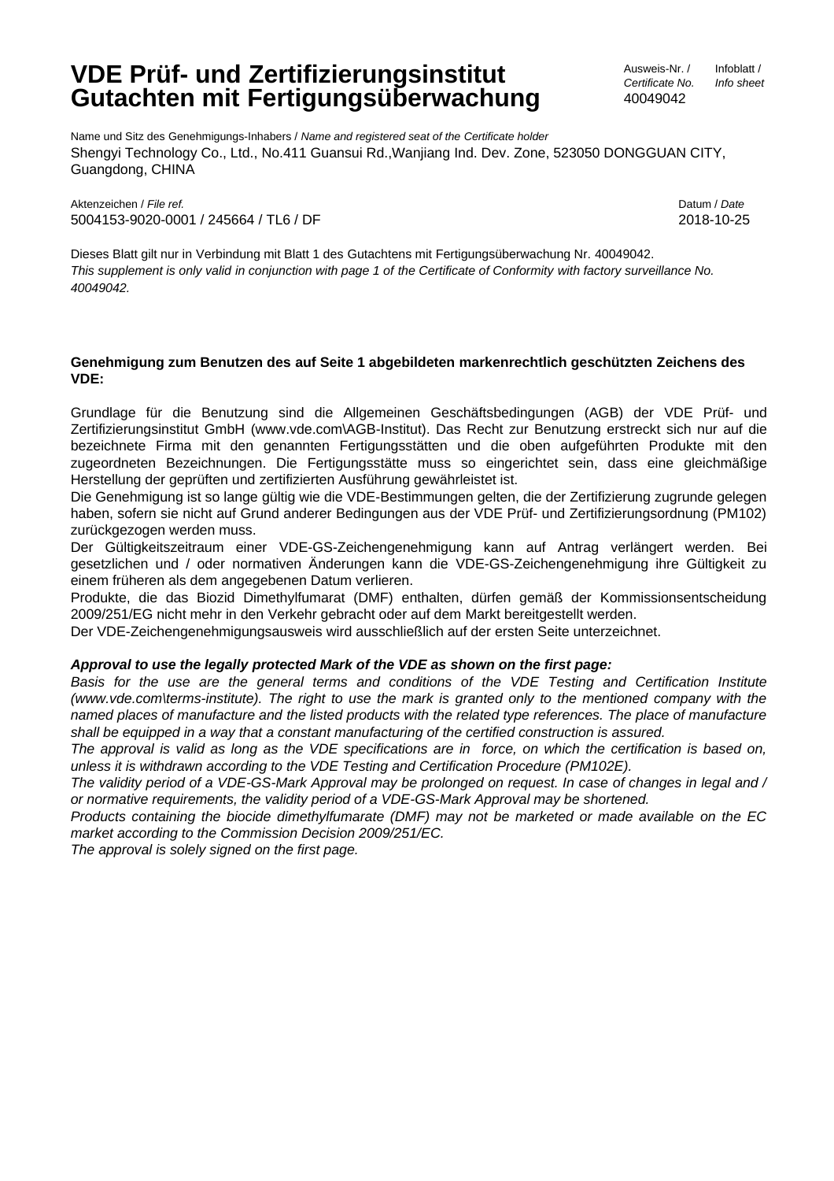# VDE Prüf- und Zertifizierungsinstitut
# Gutachten mit Fertigungsüberwachung

Ausweis-Nr. / *Certificate No.* 40049042

Infoblatt / *Info sheet*

Name und Sitz des Genehmigungs-Inhabers / *Name and registered seat of the Certificate holder*

Shengyi Technology Co., Ltd., No.411 Guansui Rd.,Wanjiang Ind. Dev. Zone, 523050 DONGGUAN CITY, Guangdong, CHINA

Aktenzeichen / *File ref.*

5004153-9020-0001 / 245664 / TL6 / DF

Datum / *Date*

2018-10-25

Dieses Blatt gilt nur in Verbindung mit Blatt 1 des Gutachtens mit Fertigungsüberwachung Nr. 40049042.
*This supplement is only valid in conjunction with page 1 of the Certificate of Conformity with factory surveillance No. 40049042.*

**Genehmigung zum Benutzen des auf Seite 1 abgebildeten markenrechtlich geschützten Zeichens des VDE:**

Grundlage für die Benutzung sind die Allgemeinen Geschäftsbedingungen (AGB) der VDE Prüf- und Zertifizierungsinstitut GmbH (www.vde.com\AGB-Institut). Das Recht zur Benutzung erstreckt sich nur auf die bezeichnete Firma mit den genannten Fertigungsstätten und die oben aufgeführten Produkte mit den zugeordneten Bezeichnungen. Die Fertigungsstätte muss so eingerichtet sein, dass eine gleichmäßige Herstellung der geprüften und zertifizierten Ausführung gewährleistet ist.
Die Genehmigung ist so lange gültig wie die VDE-Bestimmungen gelten, die der Zertifizierung zugrunde gelegen haben, sofern sie nicht auf Grund anderer Bedingungen aus der VDE Prüf- und Zertifizierungsordnung (PM102) zurückgezogen werden muss.
Der Gültigkeitszeitraum einer VDE-GS-Zeichengenehmigung kann auf Antrag verlängert werden. Bei gesetzlichen und / oder normativen Änderungen kann die VDE-GS-Zeichengenehmigung ihre Gültigkeit zu einem früheren als dem angegebenen Datum verlieren.
Produkte, die das Biozid Dimethylfumarat (DMF) enthalten, dürfen gemäß der Kommissionsentscheidung 2009/251/EG nicht mehr in den Verkehr gebracht oder auf dem Markt bereitgestellt werden.
Der VDE-Zeichengenehmigungsausweis wird ausschließlich auf der ersten Seite unterzeichnet.

***Approval to use the legally protected Mark of the VDE as shown on the first page:***

*Basis for the use are the general terms and conditions of the VDE Testing and Certification Institute (www.vde.com\terms-institute). The right to use the mark is granted only to the mentioned company with the named places of manufacture and the listed products with the related type references. The place of manufacture shall be equipped in a way that a constant manufacturing of the certified construction is assured.*
*The approval is valid as long as the VDE specifications are in force, on which the certification is based on, unless it is withdrawn according to the VDE Testing and Certification Procedure (PM102E).*
*The validity period of a VDE-GS-Mark Approval may be prolonged on request. In case of changes in legal and / or normative requirements, the validity period of a VDE-GS-Mark Approval may be shortened.*
*Products containing the biocide dimethylfumarate (DMF) may not be marketed or made available on the EC market according to the Commission Decision 2009/251/EC.*
*The approval is solely signed on the first page.*